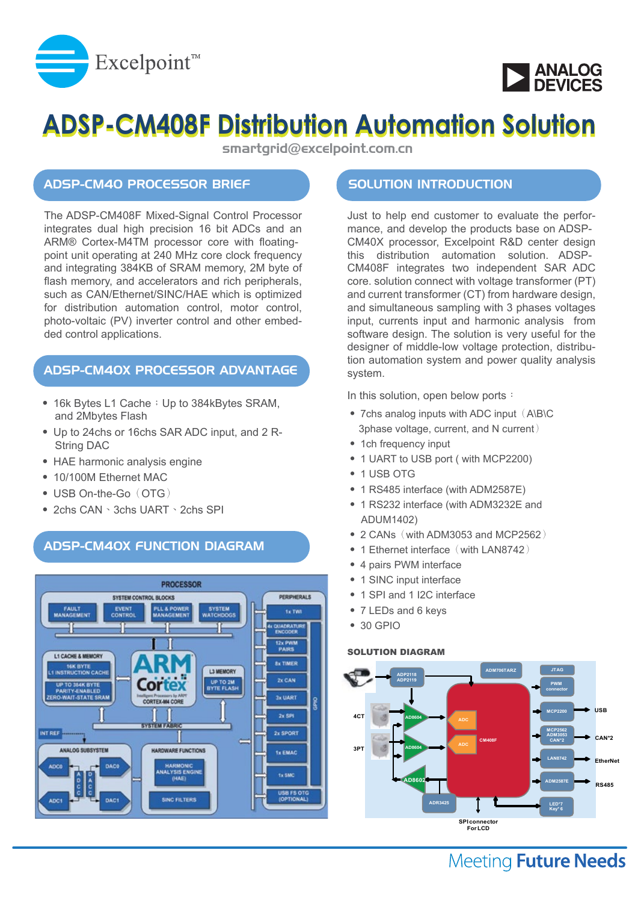# ADSP-CM408F Distribution Automation Solution

smartgrid@excelpoint.com.cn

## ADSP-CM40 PROCESSOR BRIEF

The ADSP-CM408F Mixed-Signal Control Processor integrates dual high precision 16 bit ADCs and an ARM® Cortex-M4TM processor core with floating-point unit operating at 240 MHz core clock frequency and integrating 384KB of SRAM memory, 2M byte of flash memory, and accelerators and rich peripherals, such as CAN/Ethernet/SINC/HAE which is optimized for distribution automation, motor control, photo-voltaic (PV) inverter control and other embedded control applications.

## ADSP-CM40X PROCESSOR ADVANTAGE

- 16k Bytes L1 Cache；Up to 384kBytes SRAM, and 2Mbytes Flash
- Up to 24chs or 16chs SAR ADC input, and 2 R-String DAC
- HAE harmonic analysis engine
- 10/100M Ethernet MAC
- USB On-the-Go（OTG）
- 2chs CAN、3chs UART、2chs SPI

## ADSP-CM40X FUNCTION DIAGRAM

## SOLUTION INTRODUCTION

Just to help end customer to evaluate the performance, and develop the products base on ADSP-CM40X processor, Excelpoint R&D center design this distribution automation solution. ADSP-CM408F integrates two independent SAR ADC core. solution connect with voltage transformer (PT) and current transformer (CT) from hardware design, and simultaneous sampling with 3 phases voltages input, currents input and harmonic analysis from software design. The solution is very useful for the designer of middle-low voltage protection, distribution automation system and power quality analysis system.

In this solution, open below ports：

- 7chs analog inputs with ADC input（A\B\C 3phase voltage, current, and N current）
- 1ch frequency input
- 1 UART to USB port ( with MCP2200)
- 1 USB OTG
- 1 RS485 interface (with ADM2587E)
- 1 RS232 interface (with ADM3232E and ADUM1402)
- 2 CANs（with ADM3053 and MCP2562）
- 1 Ethernet interface（with LAN8742）
- 4 pairs PWM interface
- 1 SINC input interface
- 1 SPI and 1 I2C interface
- 7 LEDs and 6 keys
- 30 GPIO

### SOLUTION DIAGRAM

Meeting Future Needs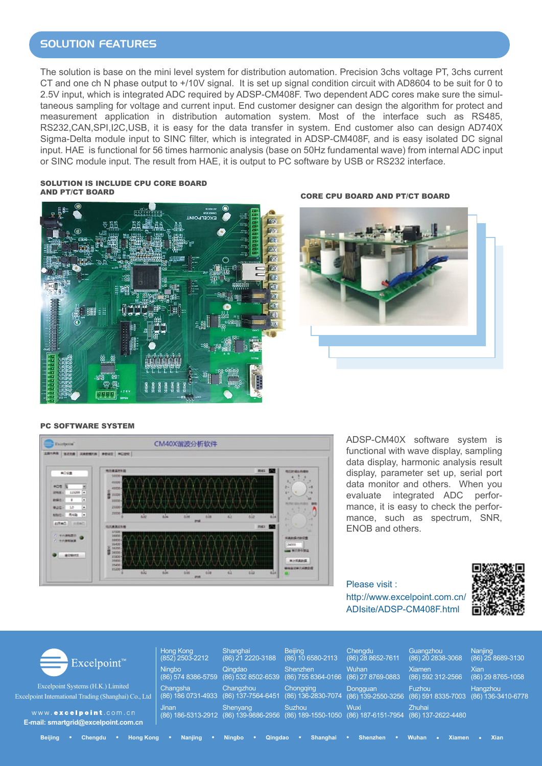## SOLUTION FEATURES

The solution is base on the mini level system for distribution automation. Precision 3chs voltage PT, 3chs current CT and one ch N phase output to +/10V signal. It is set up signal condition circuit with AD8604 to be suit for 0 to 2.5V input, which is integrated ADC required by ADSP-CM408F. Two dependent ADC cores make sure the simultaneous sampling for voltage and current input. End customer designer can design the algorithm for protect and measurement application in distribution automation system. Most of the interface such as RS485, RS232,CAN,SPI,I2C,USB, it is easy for the data transfer in system. End customer also can design AD740X Sigma-Delta module input to SINC filter, which is integrated in ADSP-CM408F, and is easy isolated DC signal input. HAE is functional for 56 times harmonic analysis (base on 50Hz fundamental wave) from internal ADC input or SINC module input. The result from HAE, it is output to PC software by USB or RS232 interface.

**SOLUTION IS INCLUDE CPU CORE BOARD AND PT/CT BOARD**

**CORE CPU BOARD AND PT/CT BOARD**

**PC SOFTWARE SYSTEM**

ADSP-CM40X software system is functional with wave display, sampling data display, harmonic analysis result display, parameter set up, serial port data monitor and others. When you evaluate integrated ADC performance, it is easy to check the performance, such as spectrum, SNR, ENOB and others.

Please visit :
http://www.excelpoint.com.cn/ADIsite/ADSP-CM408F.html

Excelpoint™

Excelpoint Systems (H.K.) Limited
Excelpoint International Trading (Shanghai) Co., Ltd

www.excelpoint.com.cn
E-mail: smartgrid@excelpoint.com.cn

| | | | | | |
|---|---|---|---|---|---|
| Hong Kong (852) 2503-2212 | Shanghai (86) 21 2220-3188 | Beijing (86) 10 6580-2113 | Chengdu (86) 28 8652-7611 | Guangzhou (86) 20 2838-3068 | Nanjing (86) 25 8689-3130 |
| Ningbo (86) 574 8386-5759 | Qingdao (86) 532 8502-6539 | Shenzhen (86) 755 8364-0166 | Wuhan (86) 27 8769-0883 | Xiamen (86) 592 312-2566 | Xian (86) 29 8765-1058 |
| Changsha (86) 186 0731-4933 | Changzhou (86) 137-7564-6451 | Chongqing (86) 136-2830-7074 | Dongguan (86) 139-2550-3256 | Fuzhou (86) 591 8335-7003 | Hangzhou (86) 136-3410-6778 |
| Jinan (86) 186-5313-2912 | Shenyang (86) 139-9886-2956 | Suzhou (86) 189-1550-1050 | Wuxi (86) 187-6151-7954 | Zhuhai (86) 137-2622-4480 | |

Beijing • Chengdu • Hong Kong • Nanjing • Ningbo • Qingdao • Shanghai • Shenzhen • Wuhan • Xiamen • Xian